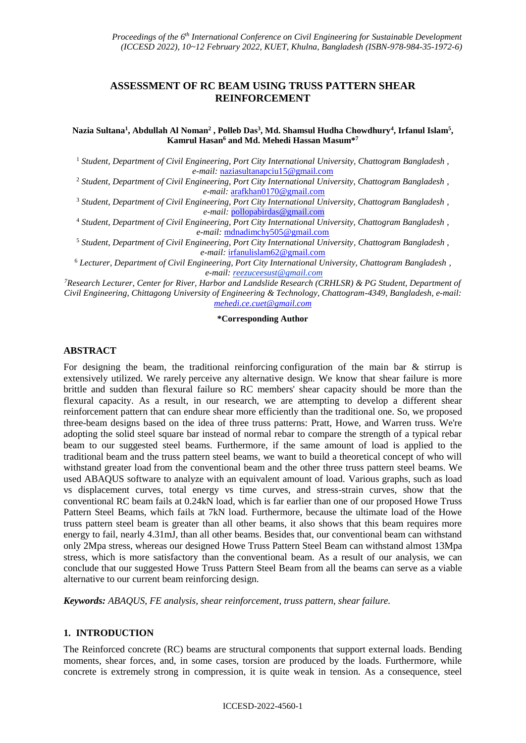*Proceedings of the 6th International Conference on Civil Engineering for Sustainable Development (ICCESD 2022), 10~12 February 2022, KUET, Khulna, Bangladesh (ISBN-978-984-35-1972-6)*

# ASSESSMENT OF RC BEAM USING TRUSS PATTERN SHEAR REINFORCEMENT

**Nazia Sultana[1], Abdullah Al Noman[2], Polleb Das[3], Md. Shamsul Hudha Chowdhury[4], Irfanul Islam[5], Kamrul Hasan[6] and Md. Mehedi Hassan Masum*[7]**

[1] *Student, Department of Civil Engineering, Port City International University, Chattogram Bangladesh , e-mail:* naziasultanapciu15@gmail.com

[2] *Student, Department of Civil Engineering, Port City International University, Chattogram Bangladesh , e-mail:* arafkhan0170@gmail.com

[3] *Student, Department of Civil Engineering, Port City International University, Chattogram Bangladesh , e-mail:* pollopabirdas@gmail.com

[4] *Student, Department of Civil Engineering, Port City International University, Chattogram Bangladesh , e-mail:* mdnadimchy505@gmail.com

[5] *Student, Department of Civil Engineering, Port City International University, Chattogram Bangladesh , e-mail:* irfanulislam62@gmail.com

[6] *Lecturer, Department of Civil Engineering, Port City International University, Chattogram Bangladesh , e-mail: reezuceesust@gmail.com*

[7] *Research Lecturer, Center for River, Harbor and Landslide Research (CRHLSR) & PG Student, Department of Civil Engineering, Chittagong University of Engineering & Technology, Chattogram-4349, Bangladesh, e-mail: mehedi.ce.cuet@gmail.com*

**\*Corresponding Author**

## ABSTRACT

For designing the beam, the traditional reinforcing configuration of the main bar & stirrup is extensively utilized. We rarely perceive any alternative design. We know that shear failure is more brittle and sudden than flexural failure so RC members' shear capacity should be more than the flexural capacity. As a result, in our research, we are attempting to develop a different shear reinforcement pattern that can endure shear more efficiently than the traditional one. So, we proposed three-beam designs based on the idea of three truss patterns: Pratt, Howe, and Warren truss. We're adopting the solid steel square bar instead of normal rebar to compare the strength of a typical rebar beam to our suggested steel beams. Furthermore, if the same amount of load is applied to the traditional beam and the truss pattern steel beams, we want to build a theoretical concept of who will withstand greater load from the conventional beam and the other three truss pattern steel beams. We used ABAQUS software to analyze with an equivalent amount of load. Various graphs, such as load vs displacement curves, total energy vs time curves, and stress-strain curves, show that the conventional RC beam fails at 0.24kN load, which is far earlier than one of our proposed Howe Truss Pattern Steel Beams, which fails at 7kN load. Furthermore, because the ultimate load of the Howe truss pattern steel beam is greater than all other beams, it also shows that this beam requires more energy to fail, nearly 4.31mJ, than all other beams. Besides that, our conventional beam can withstand only 2Mpa stress, whereas our designed Howe Truss Pattern Steel Beam can withstand almost 13Mpa stress, which is more satisfactory than the conventional beam. As a result of our analysis, we can conclude that our suggested Howe Truss Pattern Steel Beam from all the beams can serve as a viable alternative to our current beam reinforcing design.

***Keywords:*** *ABAQUS, FE analysis, shear reinforcement, truss pattern, shear failure.*

## 1. INTRODUCTION

The Reinforced concrete (RC) beams are structural components that support external loads. Bending moments, shear forces, and, in some cases, torsion are produced by the loads. Furthermore, while concrete is extremely strong in compression, it is quite weak in tension. As a consequence, steel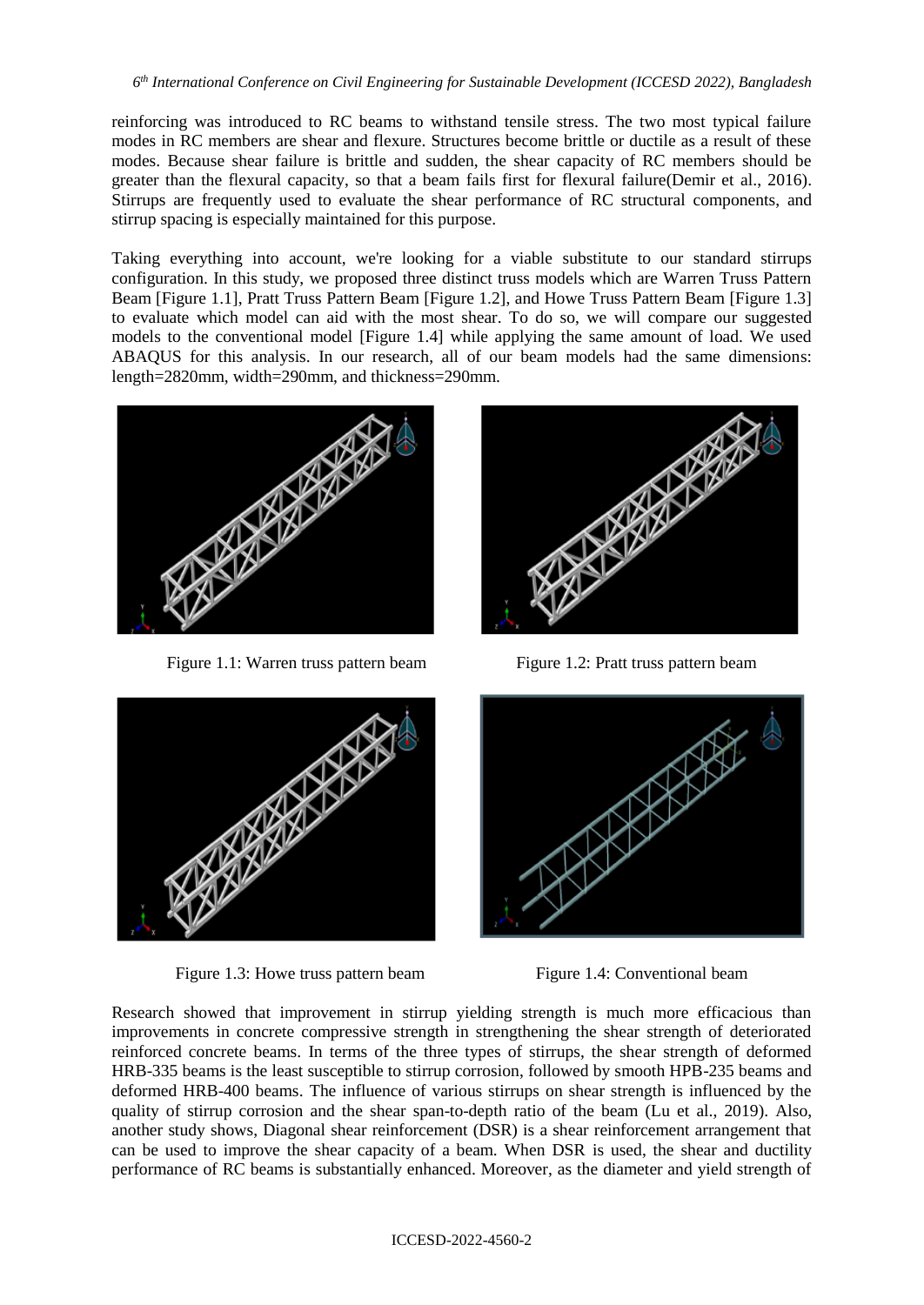reinforcing was introduced to RC beams to withstand tensile stress. The two most typical failure modes in RC members are shear and flexure. Structures become brittle or ductile as a result of these modes. Because shear failure is brittle and sudden, the shear capacity of RC members should be greater than the flexural capacity, so that a beam fails first for flexural failure(Demir et al., 2016). Stirrups are frequently used to evaluate the shear performance of RC structural components, and stirrup spacing is especially maintained for this purpose.

Taking everything into account, we're looking for a viable substitute to our standard stirrups configuration. In this study, we proposed three distinct truss models which are Warren Truss Pattern Beam [Figure 1.1], Pratt Truss Pattern Beam [Figure 1.2], and Howe Truss Pattern Beam [Figure 1.3] to evaluate which model can aid with the most shear. To do so, we will compare our suggested models to the conventional model [Figure 1.4] while applying the same amount of load. We used ABAQUS for this analysis. In our research, all of our beam models had the same dimensions: length=2820mm, width=290mm, and thickness=290mm.

Figure 1.1: Warren truss pattern beam

Figure 1.2: Pratt truss pattern beam

Figure 1.3: Howe truss pattern beam

Figure 1.4: Conventional beam

Research showed that improvement in stirrup yielding strength is much more efficacious than improvements in concrete compressive strength in strengthening the shear strength of deteriorated reinforced concrete beams. In terms of the three types of stirrups, the shear strength of deformed HRB-335 beams is the least susceptible to stirrup corrosion, followed by smooth HPB-235 beams and deformed HRB-400 beams. The influence of various stirrups on shear strength is influenced by the quality of stirrup corrosion and the shear span-to-depth ratio of the beam (Lu et al., 2019). Also, another study shows, Diagonal shear reinforcement (DSR) is a shear reinforcement arrangement that can be used to improve the shear capacity of a beam. When DSR is used, the shear and ductility performance of RC beams is substantially enhanced. Moreover, as the diameter and yield strength of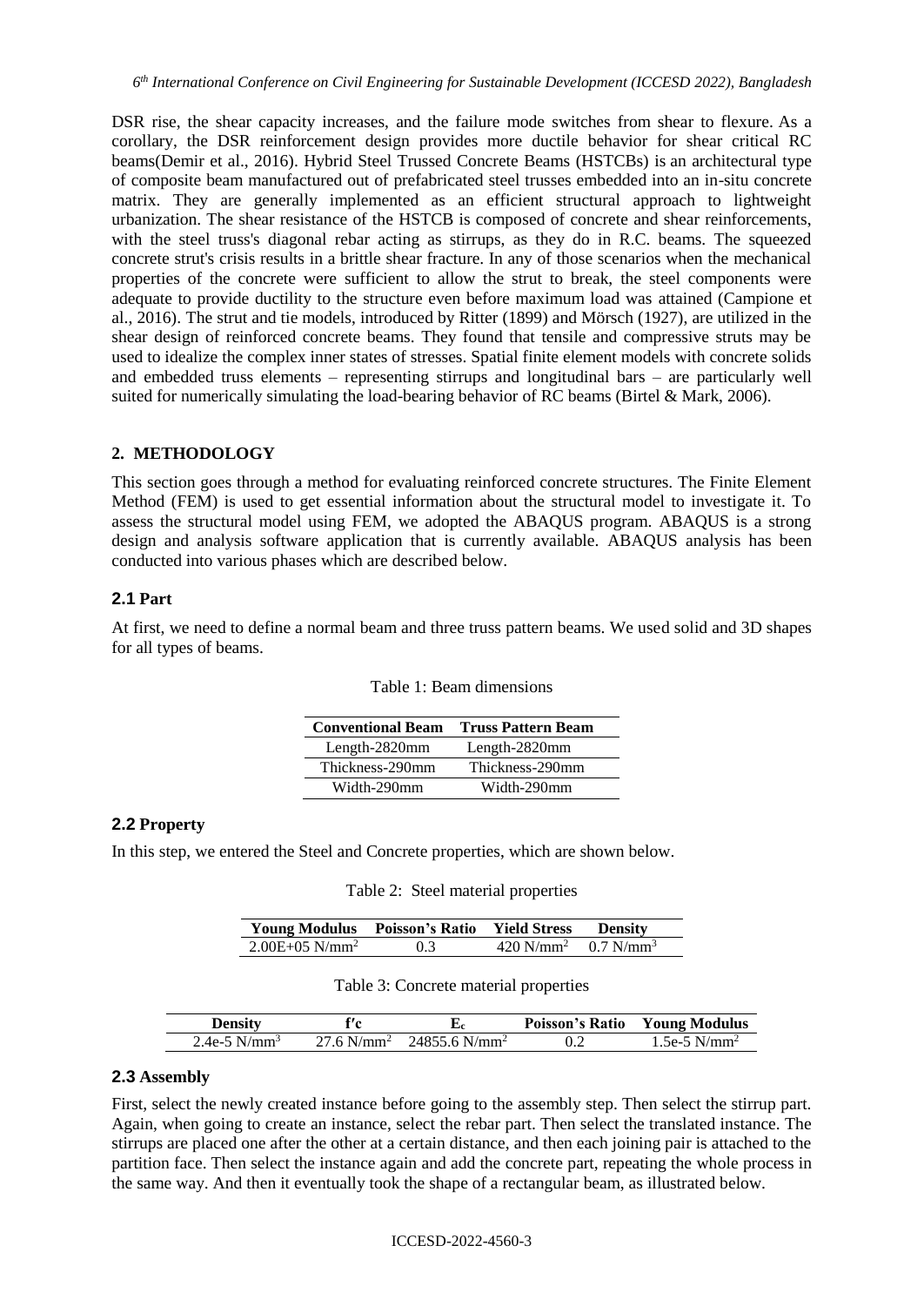DSR rise, the shear capacity increases, and the failure mode switches from shear to flexure. As a corollary, the DSR reinforcement design provides more ductile behavior for shear critical RC beams(Demir et al., 2016). Hybrid Steel Trussed Concrete Beams (HSTCBs) is an architectural type of composite beam manufactured out of prefabricated steel trusses embedded into an in-situ concrete matrix. They are generally implemented as an efficient structural approach to lightweight urbanization. The shear resistance of the HSTCB is composed of concrete and shear reinforcements, with the steel truss's diagonal rebar acting as stirrups, as they do in R.C. beams. The squeezed concrete strut's crisis results in a brittle shear fracture. In any of those scenarios when the mechanical properties of the concrete were sufficient to allow the strut to break, the steel components were adequate to provide ductility to the structure even before maximum load was attained (Campione et al., 2016). The strut and tie models, introduced by Ritter (1899) and Mörsch (1927), are utilized in the shear design of reinforced concrete beams. They found that tensile and compressive struts may be used to idealize the complex inner states of stresses. Spatial finite element models with concrete solids and embedded truss elements – representing stirrups and longitudinal bars – are particularly well suited for numerically simulating the load-bearing behavior of RC beams (Birtel & Mark, 2006).

## 2. METHODOLOGY

This section goes through a method for evaluating reinforced concrete structures. The Finite Element Method (FEM) is used to get essential information about the structural model to investigate it. To assess the structural model using FEM, we adopted the ABAQUS program. ABAQUS is a strong design and analysis software application that is currently available. ABAQUS analysis has been conducted into various phases which are described below.

### 2.1 Part

At first, we need to define a normal beam and three truss pattern beams. We used solid and 3D shapes for all types of beams.

Table 1: Beam dimensions

| Conventional Beam | Truss Pattern Beam |
|---|---|
| Length-2820mm | Length-2820mm |
| Thickness-290mm | Thickness-290mm |
| Width-290mm | Width-290mm |

### 2.2 Property

In this step, we entered the Steel and Concrete properties, which are shown below.

Table 2: Steel material properties

| Young Modulus | Poisson's Ratio | Yield Stress | Density |
|---|---|---|---|
| 2.00E+05 N/mm$^2$ | 0.3 | 420 N/mm$^2$ | 0.7 N/mm$^3$ |

Table 3: Concrete material properties

| Density | f'c | $E_c$ | Poisson's Ratio | Young Modulus |
|---|---|---|---|---|
| 2.4e-5 N/mm$^3$ | 27.6 N/mm$^2$ | 24855.6 N/mm$^2$ | 0.2 | 1.5e-5 N/mm$^2$ |

### 2.3 Assembly

First, select the newly created instance before going to the assembly step. Then select the stirrup part. Again, when going to create an instance, select the rebar part. Then select the translated instance. The stirrups are placed one after the other at a certain distance, and then each joining pair is attached to the partition face. Then select the instance again and add the concrete part, repeating the whole process in the same way. And then it eventually took the shape of a rectangular beam, as illustrated below.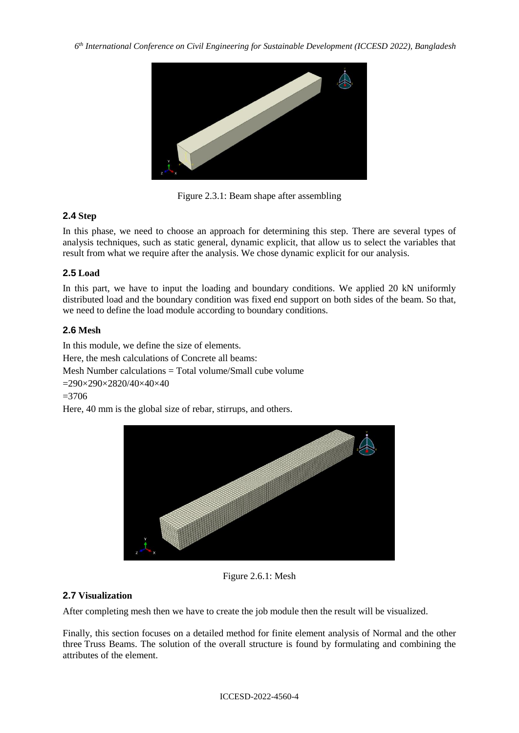Figure 2.3.1: Beam shape after assembling

## 2.4 Step

In this phase, we need to choose an approach for determining this step. There are several types of analysis techniques, such as static general, dynamic explicit, that allow us to select the variables that result from what we require after the analysis. We chose dynamic explicit for our analysis.

## 2.5 Load

In this part, we have to input the loading and boundary conditions. We applied 20 kN uniformly distributed load and the boundary condition was fixed end support on both sides of the beam. So that, we need to define the load module according to boundary conditions.

## 2.6 Mesh

In this module, we define the size of elements.

Here, the mesh calculations of Concrete all beams:

Mesh Number calculations = Total volume/Small cube volume

$=290\times290\times2820/40\times40\times40$

$=3706$

Here, 40 mm is the global size of rebar, stirrups, and others.

Figure 2.6.1: Mesh

## 2.7 Visualization

After completing mesh then we have to create the job module then the result will be visualized.

Finally, this section focuses on a detailed method for finite element analysis of Normal and the other three Truss Beams. The solution of the overall structure is found by formulating and combining the attributes of the element.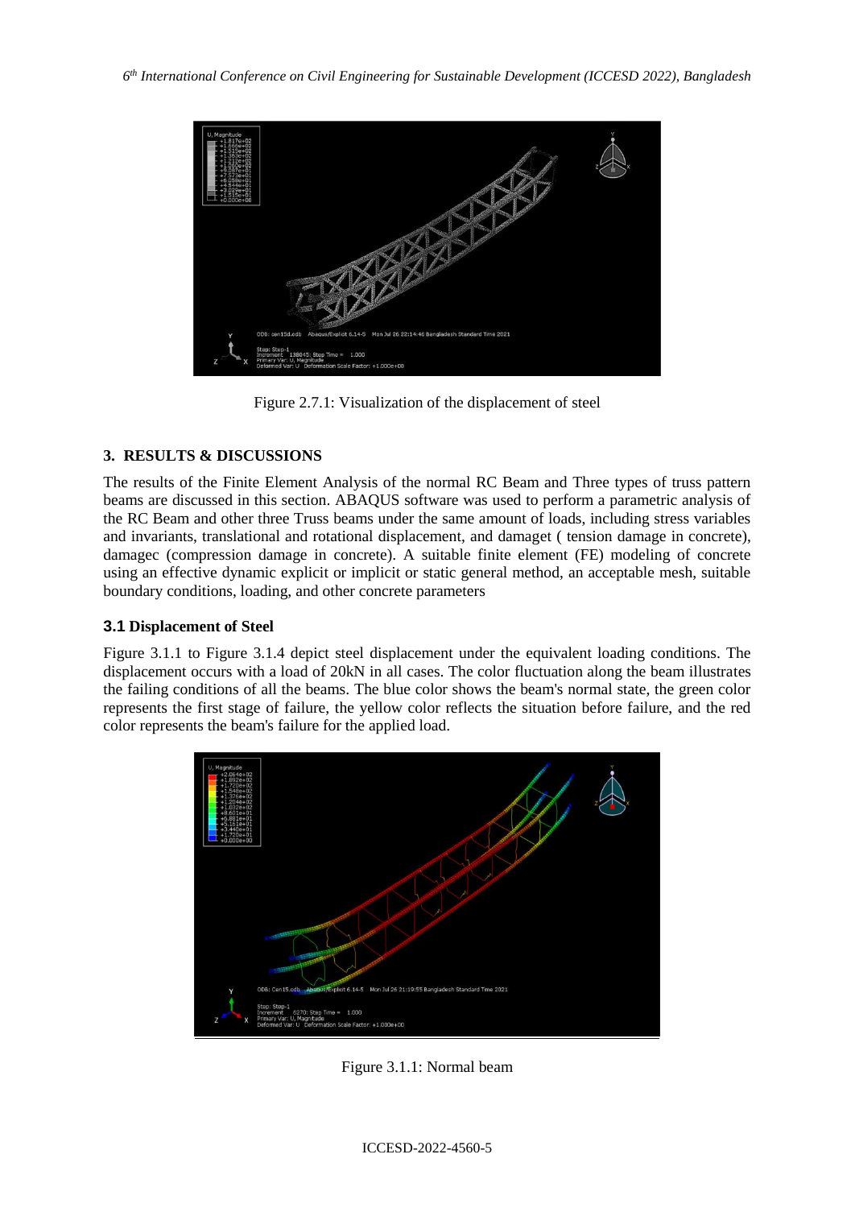Figure 2.7.1: Visualization of the displacement of steel

## 3. RESULTS & DISCUSSIONS

The results of the Finite Element Analysis of the normal RC Beam and Three types of truss pattern beams are discussed in this section. ABAQUS software was used to perform a parametric analysis of the RC Beam and other three Truss beams under the same amount of loads, including stress variables and invariants, translational and rotational displacement, and damaget ( tension damage in concrete), damagec (compression damage in concrete). A suitable finite element (FE) modeling of concrete using an effective dynamic explicit or implicit or static general method, an acceptable mesh, suitable boundary conditions, loading, and other concrete parameters

### 3.1 Displacement of Steel

Figure 3.1.1 to Figure 3.1.4 depict steel displacement under the equivalent loading conditions. The displacement occurs with a load of 20kN in all cases. The color fluctuation along the beam illustrates the failing conditions of all the beams. The blue color shows the beam's normal state, the green color represents the first stage of failure, the yellow color reflects the situation before failure, and the red color represents the beam's failure for the applied load.

Figure 3.1.1: Normal beam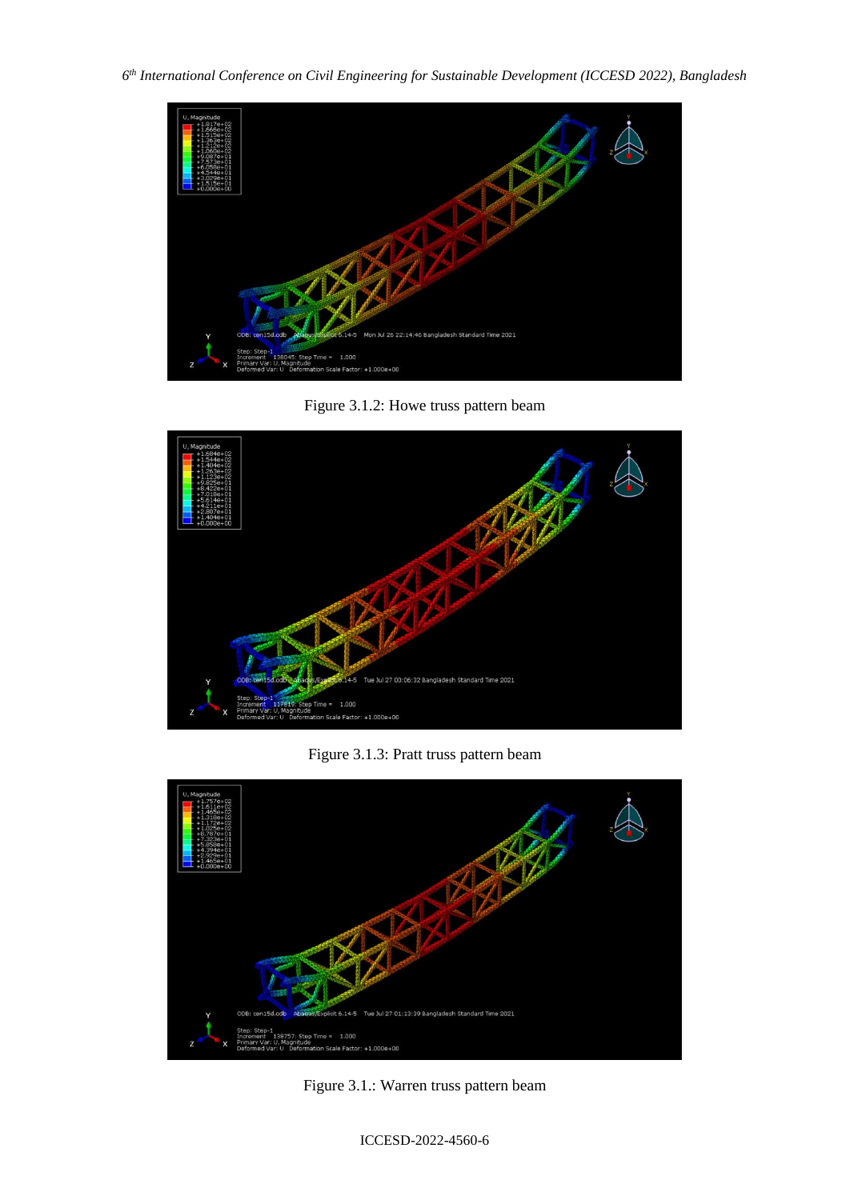Figure 3.1.2: Howe truss pattern beam

Figure 3.1.3: Pratt truss pattern beam

Figure 3.1.: Warren truss pattern beam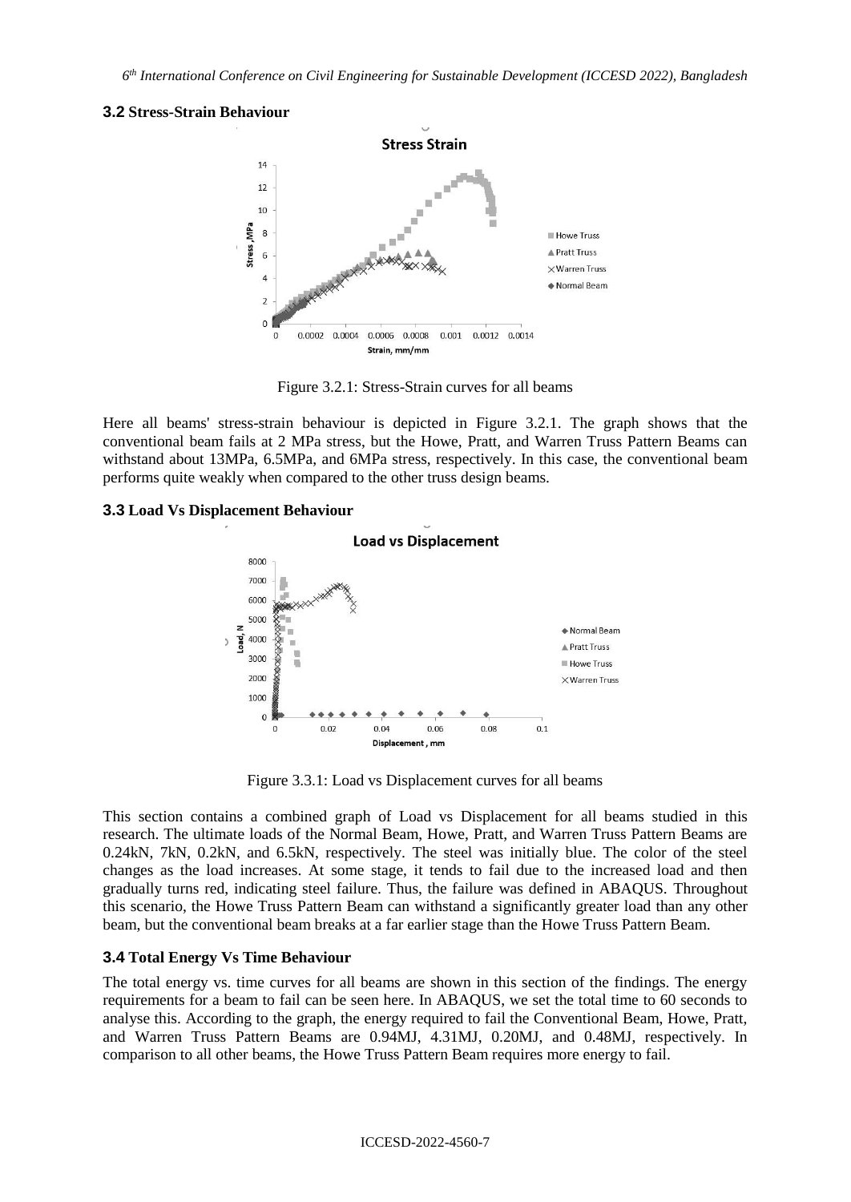### 3.2 Stress-Strain Behaviour

Figure 3.2.1: Stress-Strain curves for all beams

Here all beams' stress-strain behaviour is depicted in Figure 3.2.1. The graph shows that the conventional beam fails at 2 MPa stress, but the Howe, Pratt, and Warren Truss Pattern Beams can withstand about 13MPa, 6.5MPa, and 6MPa stress, respectively. In this case, the conventional beam performs quite weakly when compared to the other truss design beams.

### 3.3 Load Vs Displacement Behaviour

Figure 3.3.1: Load vs Displacement curves for all beams

This section contains a combined graph of Load vs Displacement for all beams studied in this research. The ultimate loads of the Normal Beam, Howe, Pratt, and Warren Truss Pattern Beams are 0.24kN, 7kN, 0.2kN, and 6.5kN, respectively. The steel was initially blue. The color of the steel changes as the load increases. At some stage, it tends to fail due to the increased load and then gradually turns red, indicating steel failure. Thus, the failure was defined in ABAQUS. Throughout this scenario, the Howe Truss Pattern Beam can withstand a significantly greater load than any other beam, but the conventional beam breaks at a far earlier stage than the Howe Truss Pattern Beam.

### 3.4 Total Energy Vs Time Behaviour

The total energy vs. time curves for all beams are shown in this section of the findings. The energy requirements for a beam to fail can be seen here. In ABAQUS, we set the total time to 60 seconds to analyse this. According to the graph, the energy required to fail the Conventional Beam, Howe, Pratt, and Warren Truss Pattern Beams are 0.94MJ, 4.31MJ, 0.20MJ, and 0.48MJ, respectively. In comparison to all other beams, the Howe Truss Pattern Beam requires more energy to fail.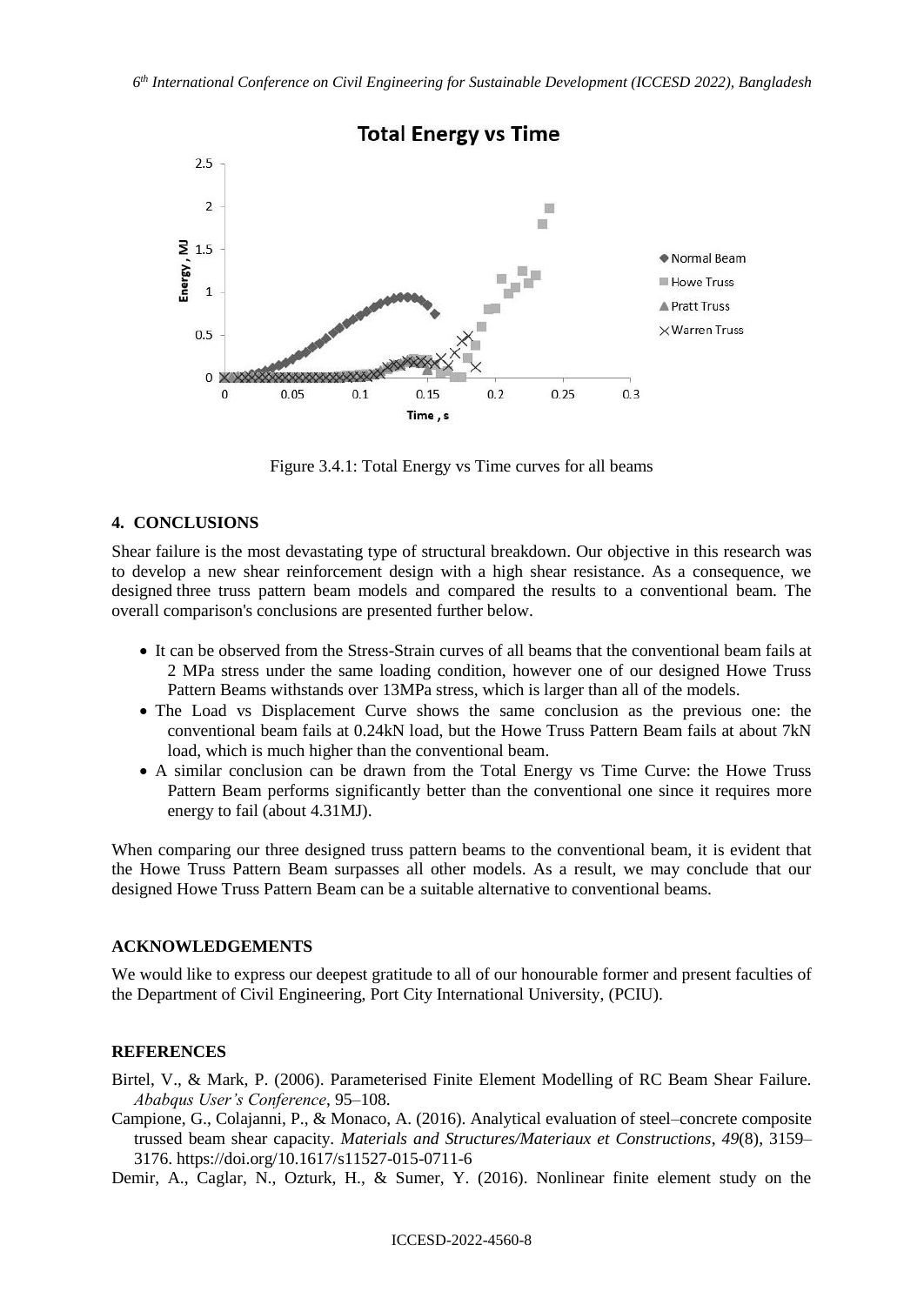Figure 3.4.1: Total Energy vs Time curves for all beams

## 4. CONCLUSIONS

Shear failure is the most devastating type of structural breakdown. Our objective in this research was to develop a new shear reinforcement design with a high shear resistance. As a consequence, we designed three truss pattern beam models and compared the results to a conventional beam. The overall comparison's conclusions are presented further below.

- It can be observed from the Stress-Strain curves of all beams that the conventional beam fails at 2 MPa stress under the same loading condition, however one of our designed Howe Truss Pattern Beams withstands over 13MPa stress, which is larger than all of the models.
- The Load vs Displacement Curve shows the same conclusion as the previous one: the conventional beam fails at 0.24kN load, but the Howe Truss Pattern Beam fails at about 7kN load, which is much higher than the conventional beam.
- A similar conclusion can be drawn from the Total Energy vs Time Curve: the Howe Truss Pattern Beam performs significantly better than the conventional one since it requires more energy to fail (about 4.31MJ).

When comparing our three designed truss pattern beams to the conventional beam, it is evident that the Howe Truss Pattern Beam surpasses all other models. As a result, we may conclude that our designed Howe Truss Pattern Beam can be a suitable alternative to conventional beams.

## ACKNOWLEDGEMENTS

We would like to express our deepest gratitude to all of our honourable former and present faculties of the Department of Civil Engineering, Port City International University, (PCIU).

## REFERENCES

Birtel, V., & Mark, P. (2006). Parameterised Finite Element Modelling of RC Beam Shear Failure. *Ababqus User's Conference*, 95–108.

Campione, G., Colajanni, P., & Monaco, A. (2016). Analytical evaluation of steel–concrete composite trussed beam shear capacity. *Materials and Structures/Materiaux et Constructions*, *49*(8), 3159–3176. https://doi.org/10.1617/s11527-015-0711-6

Demir, A., Caglar, N., Ozturk, H., & Sumer, Y. (2016). Nonlinear finite element study on the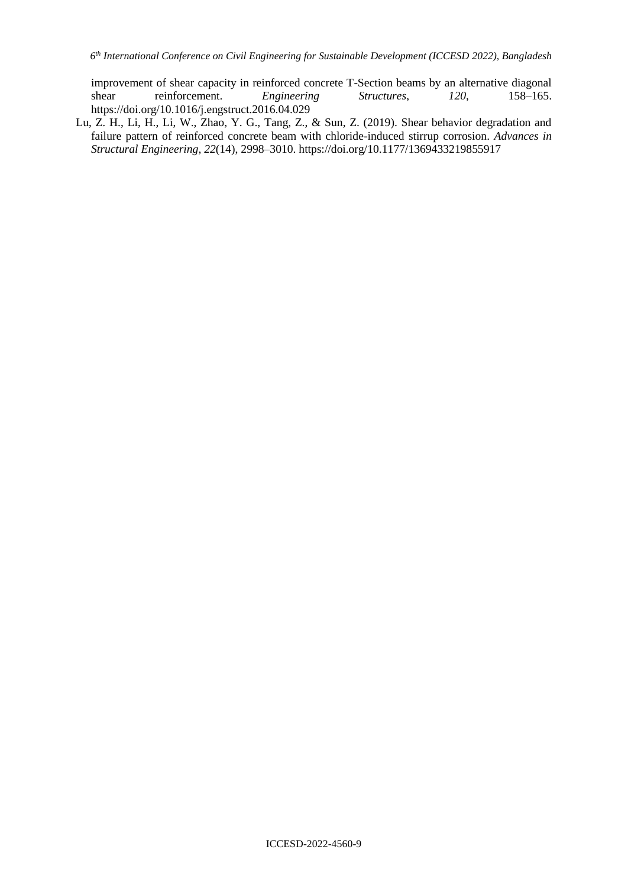improvement of shear capacity in reinforced concrete T-Section beams by an alternative diagonal shear reinforcement. *Engineering Structures*, *120*, 158–165. https://doi.org/10.1016/j.engstruct.2016.04.029

Lu, Z. H., Li, H., Li, W., Zhao, Y. G., Tang, Z., & Sun, Z. (2019). Shear behavior degradation and failure pattern of reinforced concrete beam with chloride-induced stirrup corrosion. *Advances in Structural Engineering*, *22*(14), 2998–3010. https://doi.org/10.1177/1369433219855917